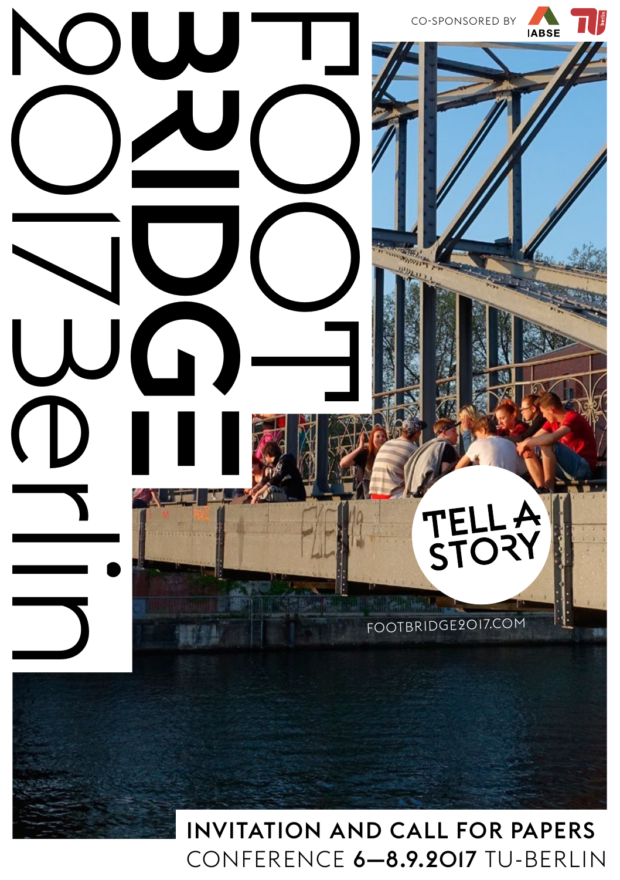# FOOTBRIDGE 2017 Berlin

CO-SPONSORED BY IABSE

TELL A STORY

FOOTBRIDGE2017.COM

**INVITATION AND CALL FOR PAPERS**

CONFERENCE **6—8.9.2017** TU-BERLIN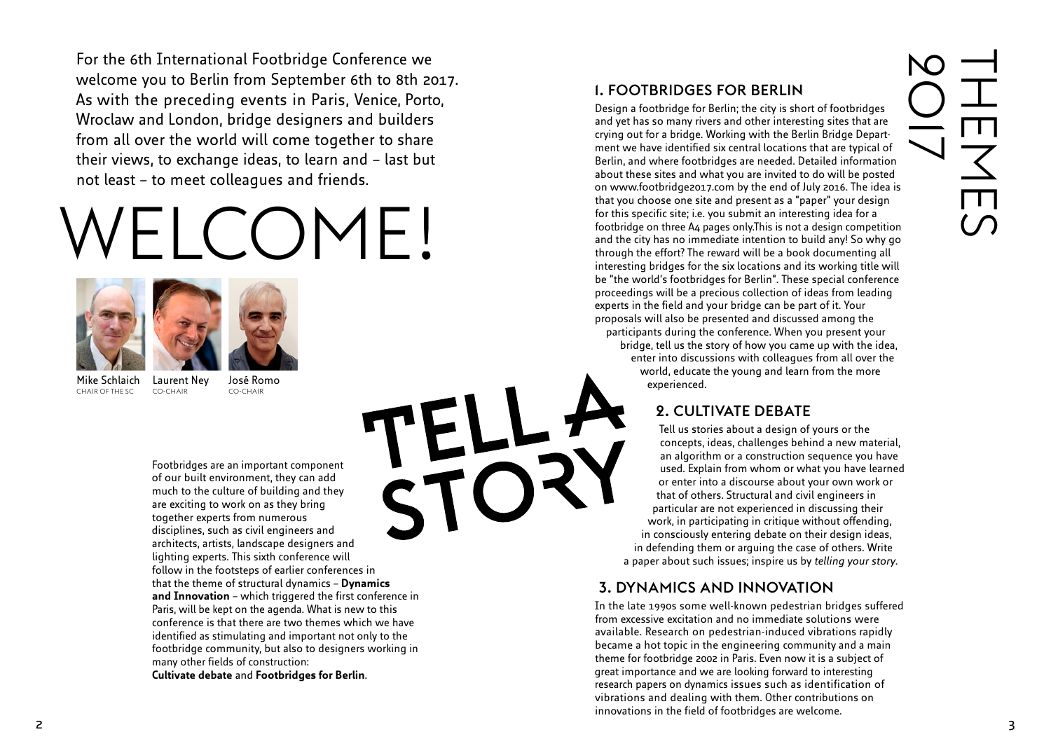For the 6th International Footbridge Conference we welcome you to Berlin from September 6th to 8th 2017. As with the preceding events in Paris, Venice, Porto, Wroclaw and London, bridge designers and builders from all over the world will come together to share their views, to exchange ideas, to learn and – last but not least – to meet colleagues and friends.

# WELCOME!

Mike Schlaich
CHAIR OF THE SC

Laurent Ney
CO-CHAIR

José Romo
CO-CHAIR

Footbridges are an important component of our built environment, they can add much to the culture of building and they are exciting to work on as they bring together experts from numerous disciplines, such as civil engineers and architects, artists, landscape designers and lighting experts. This sixth conference will follow in the footsteps of earlier conferences in that the theme of structural dynamics – **Dynamics and Innovation** – which triggered the first conference in Paris, will be kept on the agenda. What is new to this conference is that there are two themes which we have identified as stimulating and important not only to the footbridge community, but also to designers working in many other fields of construction:
**Cultivate debate** and **Footbridges for Berlin**.

TELL A STORY

# THEMES 2017

## 1. FOOTBRIDGES FOR BERLIN

Design a footbridge for Berlin; the city is short of footbridges and yet has so many rivers and other interesting sites that are crying out for a bridge. Working with the Berlin Bridge Department we have identified six central locations that are typical of Berlin, and where footbridges are needed. Detailed information about these sites and what you are invited to do will be posted on www.footbridge2017.com by the end of July 2016. The idea is that you choose one site and present as a "paper" your design for this specific site; i.e. you submit an interesting idea for a footbridge on three A4 pages only.This is not a design competition and the city has no immediate intention to build any! So why go through the effort? The reward will be a book documenting all interesting bridges for the six locations and its working title will be "the world's footbridges for Berlin". These special conference proceedings will be a precious collection of ideas from leading experts in the field and your bridge can be part of it. Your proposals will also be presented and discussed among the participants during the conference. When you present your bridge, tell us the story of how you came up with the idea, enter into discussions with colleagues from all over the world, educate the young and learn from the more experienced.

## 2. CULTIVATE DEBATE

Tell us stories about a design of yours or the concepts, ideas, challenges behind a new material, an algorithm or a construction sequence you have used. Explain from whom or what you have learned or enter into a discourse about your own work or that of others. Structural and civil engineers in particular are not experienced in discussing their work, in participating in critique without offending, in consciously entering debate on their design ideas, in defending them or arguing the case of others. Write a paper about such issues; inspire us by *telling your story*.

## 3. DYNAMICS AND INNOVATION

In the late 1990s some well-known pedestrian bridges suffered from excessive excitation and no immediate solutions were available. Research on pedestrian-induced vibrations rapidly became a hot topic in the engineering community and a main theme for footbridge 2002 in Paris. Even now it is a subject of great importance and we are looking forward to interesting research papers on dynamics issues such as identification of vibrations and dealing with them. Other contributions on innovations in the field of footbridges are welcome.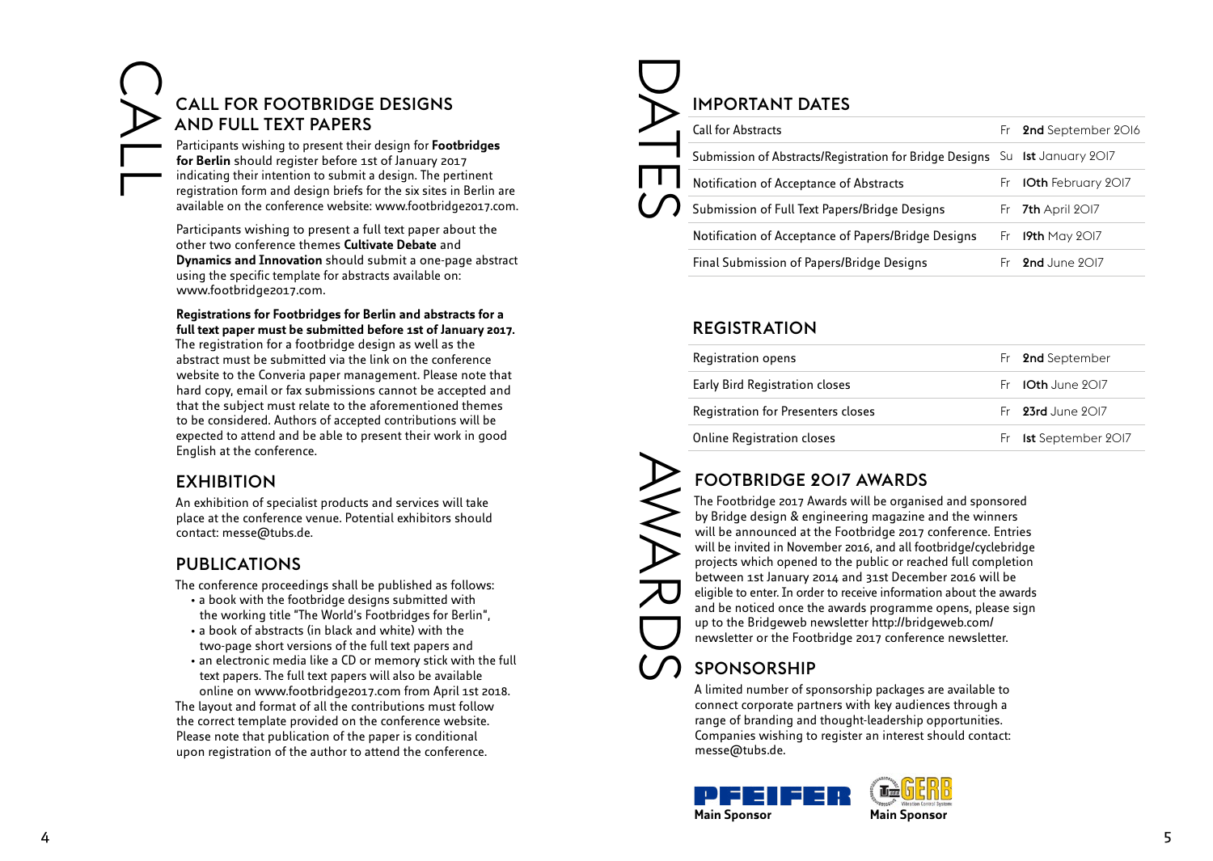## CALL FOR FOOTBRIDGE DESIGNS AND FULL TEXT PAPERS

Participants wishing to present their design for **Footbridges for Berlin** should register before 1st of January 2017 indicating their intention to submit a design. The pertinent registration form and design briefs for the six sites in Berlin are available on the conference website: www.footbridge2017.com.

Participants wishing to present a full text paper about the other two conference themes **Cultivate Debate** and **Dynamics and Innovation** should submit a one-page abstract using the specific template for abstracts available on: www.footbridge2017.com.

**Registrations for Footbridges for Berlin and abstracts for a full text paper must be submitted before 1st of January 2017.** The registration for a footbridge design as well as the abstract must be submitted via the link on the conference website to the Converia paper management. Please note that hard copy, email or fax submissions cannot be accepted and that the subject must relate to the aforementioned themes to be considered. Authors of accepted contributions will be expected to attend and be able to present their work in good English at the conference.

## EXHIBITION

An exhibition of specialist products and services will take place at the conference venue. Potential exhibitors should contact: messe@tubs.de.

## PUBLICATIONS

The conference proceedings shall be published as follows:

- a book with the footbridge designs submitted with the working title "The World's Footbridges for Berlin",
- a book of abstracts (in black and white) with the two-page short versions of the full text papers and
- an electronic media like a CD or memory stick with the full text papers. The full text papers will also be available online on www.footbridge2017.com from April 1st 2018.

The layout and format of all the contributions must follow the correct template provided on the conference website. Please note that publication of the paper is conditional upon registration of the author to attend the conference.

## IMPORTANT DATES

| | | |
|---|---|---|
| Call for Abstracts | Fr | **2nd** September 2016 |
| Submission of Abstracts/Registration for Bridge Designs | Su | **1st** January 2017 |
| Notification of Acceptance of Abstracts | Fr | **10th** February 2017 |
| Submission of Full Text Papers/Bridge Designs | Fr | **7th** April 2017 |
| Notification of Acceptance of Papers/Bridge Designs | Fr | **19th** May 2017 |
| Final Submission of Papers/Bridge Designs | Fr | **2nd** June 2017 |

## REGISTRATION

| | | |
|---|---|---|
| Registration opens | Fr | **2nd** September |
| Early Bird Registration closes | Fr | **10th** June 2017 |
| Registration for Presenters closes | Fr | **23rd** June 2017 |
| Online Registration closes | Fr | **1st** September 2017 |

## FOOTBRIDGE 2017 AWARDS

The Footbridge 2017 Awards will be organised and sponsored by Bridge design & engineering magazine and the winners will be announced at the Footbridge 2017 conference. Entries will be invited in November 2016, and all footbridge/cyclebridge projects which opened to the public or reached full completion between 1st January 2014 and 31st December 2016 will be eligible to enter. In order to receive information about the awards and be noticed once the awards programme opens, please sign up to the Bridgeweb newsletter http://bridgeweb.com/newsletter or the Footbridge 2017 conference newsletter.

## SPONSORSHIP

A limited number of sponsorship packages are available to connect corporate partners with key audiences through a range of branding and thought-leadership opportunities. Companies wishing to register an interest should contact: messe@tubs.de.

PFEIFER – **Main Sponsor**

GERB – **Main Sponsor**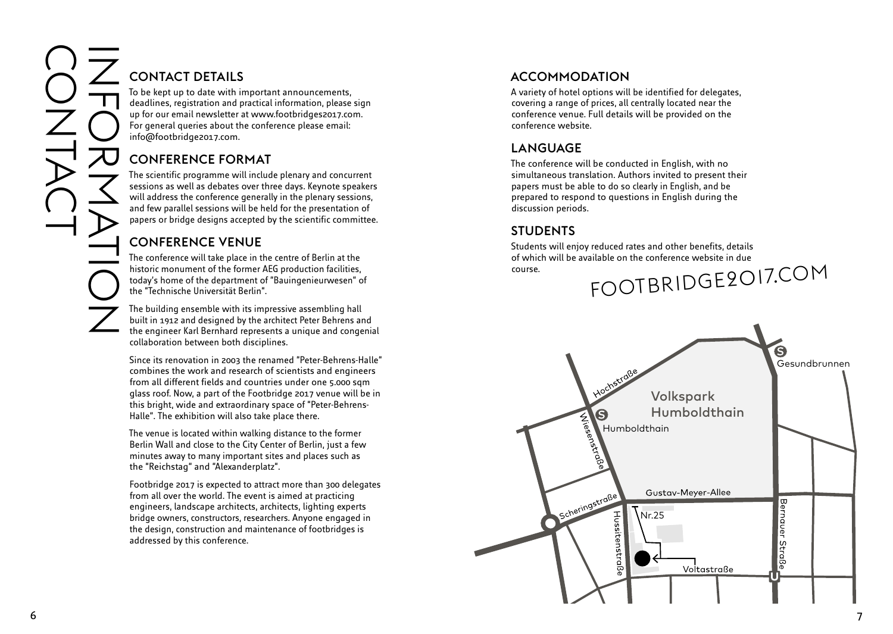# CONTACT INFORMATION

## CONTACT DETAILS

To be kept up to date with important announcements, deadlines, registration and practical information, please sign up for our email newsletter at www.footbridges2017.com. For general queries about the conference please email: info@footbridge2017.com.

## CONFERENCE FORMAT

The scientific programme will include plenary and concurrent sessions as well as debates over three days. Keynote speakers will address the conference generally in the plenary sessions, and few parallel sessions will be held for the presentation of papers or bridge designs accepted by the scientific committee.

## CONFERENCE VENUE

The conference will take place in the centre of Berlin at the historic monument of the former AEG production facilities, today's home of the department of "Bauingenieurwesen" of the "Technische Universität Berlin".

The building ensemble with its impressive assembling hall built in 1912 and designed by the architect Peter Behrens and the engineer Karl Bernhard represents a unique and congenial collaboration between both disciplines.

Since its renovation in 2003 the renamed "Peter-Behrens-Halle" combines the work and research of scientists and engineers from all different fields and countries under one 5.000 sqm glass roof. Now, a part of the Footbridge 2017 venue will be in this bright, wide and extraordinary space of "Peter-Behrens-Halle". The exhibition will also take place there.

The venue is located within walking distance to the former Berlin Wall and close to the City Center of Berlin, just a few minutes away to many important sites and places such as the "Reichstag" and "Alexanderplatz".

Footbridge 2017 is expected to attract more than 300 delegates from all over the world. The event is aimed at practicing engineers, landscape architects, architects, lighting experts bridge owners, constructors, researchers. Anyone engaged in the design, construction and maintenance of footbridges is addressed by this conference.

## ACCOMMODATION

A variety of hotel options will be identified for delegates, covering a range of prices, all centrally located near the conference venue. Full details will be provided on the conference website.

## LANGUAGE

The conference will be conducted in English, with no simultaneous translation. Authors invited to present their papers must be able to do so clearly in English, and be prepared to respond to questions in English during the discussion periods.

## STUDENTS

Students will enjoy reduced rates and other benefits, details of which will be available on the conference website in due course.

FOOTBRIDGE2017.COM

Hochstraße · Volkspark Humboldthain · Gesundbrunnen · Humboldthain · Wiesenstraße · Gustav-Meyer-Allee · Scheringstraße · Hussitenstraße · Nr.25 · Bernauer Straße · Voltastraße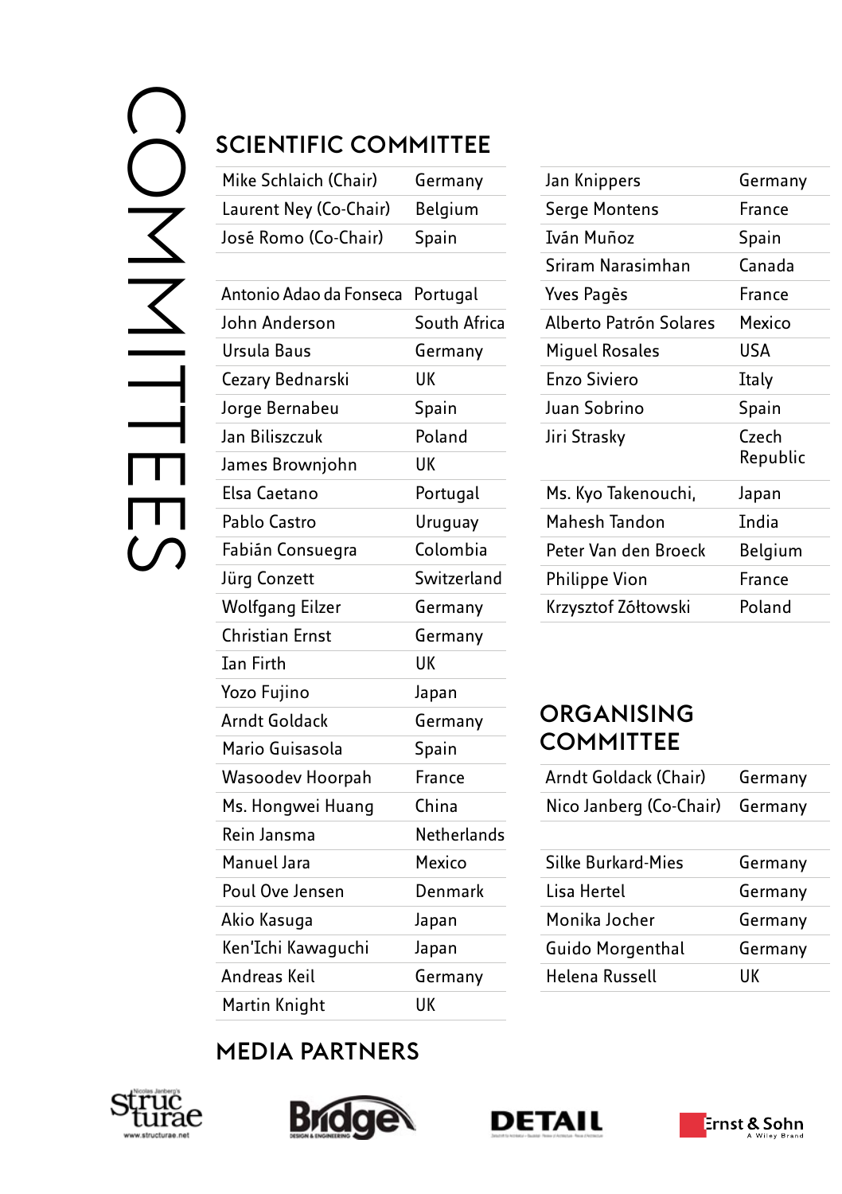# COMMITTEES

## SCIENTIFIC COMMITTEE

| | |
|---|---|
| Mike Schlaich (Chair) | Germany |
| Laurent Ney (Co-Chair) | Belgium |
| José Romo (Co-Chair) | Spain |
| | |
| Antonio Adao da Fonseca | Portugal |
| John Anderson | South Africa |
| Ursula Baus | Germany |
| Cezary Bednarski | UK |
| Jorge Bernabeu | Spain |
| Jan Biliszczuk | Poland |
| James Brownjohn | UK |
| Elsa Caetano | Portugal |
| Pablo Castro | Uruguay |
| Fabián Consuegra | Colombia |
| Jürg Conzett | Switzerland |
| Wolfgang Eilzer | Germany |
| Christian Ernst | Germany |
| Ian Firth | UK |
| Yozo Fujino | Japan |
| Arndt Goldack | Germany |
| Mario Guisasola | Spain |
| Wasoodev Hoorpah | France |
| Ms. Hongwei Huang | China |
| Rein Jansma | Netherlands |
| Manuel Jara | Mexico |
| Poul Ove Jensen | Denmark |
| Akio Kasuga | Japan |
| Ken'Ichi Kawaguchi | Japan |
| Andreas Keil | Germany |
| Martin Knight | UK |
| Jan Knippers | Germany |
| Serge Montens | France |
| Iván Muñoz | Spain |
| Sriram Narasimhan | Canada |
| Yves Pagès | France |
| Alberto Patrõn Solares | Mexico |
| Miguel Rosales | USA |
| Enzo Siviero | Italy |
| Juan Sobrino | Spain |
| Jiri Strasky | Czech Republic |
| Ms. Kyo Takenouchi, | Japan |
| Mahesh Tandon | India |
| Peter Van den Broeck | Belgium |
| Philippe Vion | France |
| Krzysztof Żółtowski | Poland |

## ORGANISING COMMITTEE

| | |
|---|---|
| Arndt Goldack (Chair) | Germany |
| Nico Janberg (Co-Chair) | Germany |
| | |
| Silke Burkard-Mies | Germany |
| Lisa Hertel | Germany |
| Monika Jocher | Germany |
| Guido Morgenthal | Germany |
| Helena Russell | UK |

## MEDIA PARTNERS

Nicolas Janberg's Structurae www.structurae.net

Bridge DESIGN & ENGINEERING

DETAIL

Ernst & Sohn A Wiley Brand